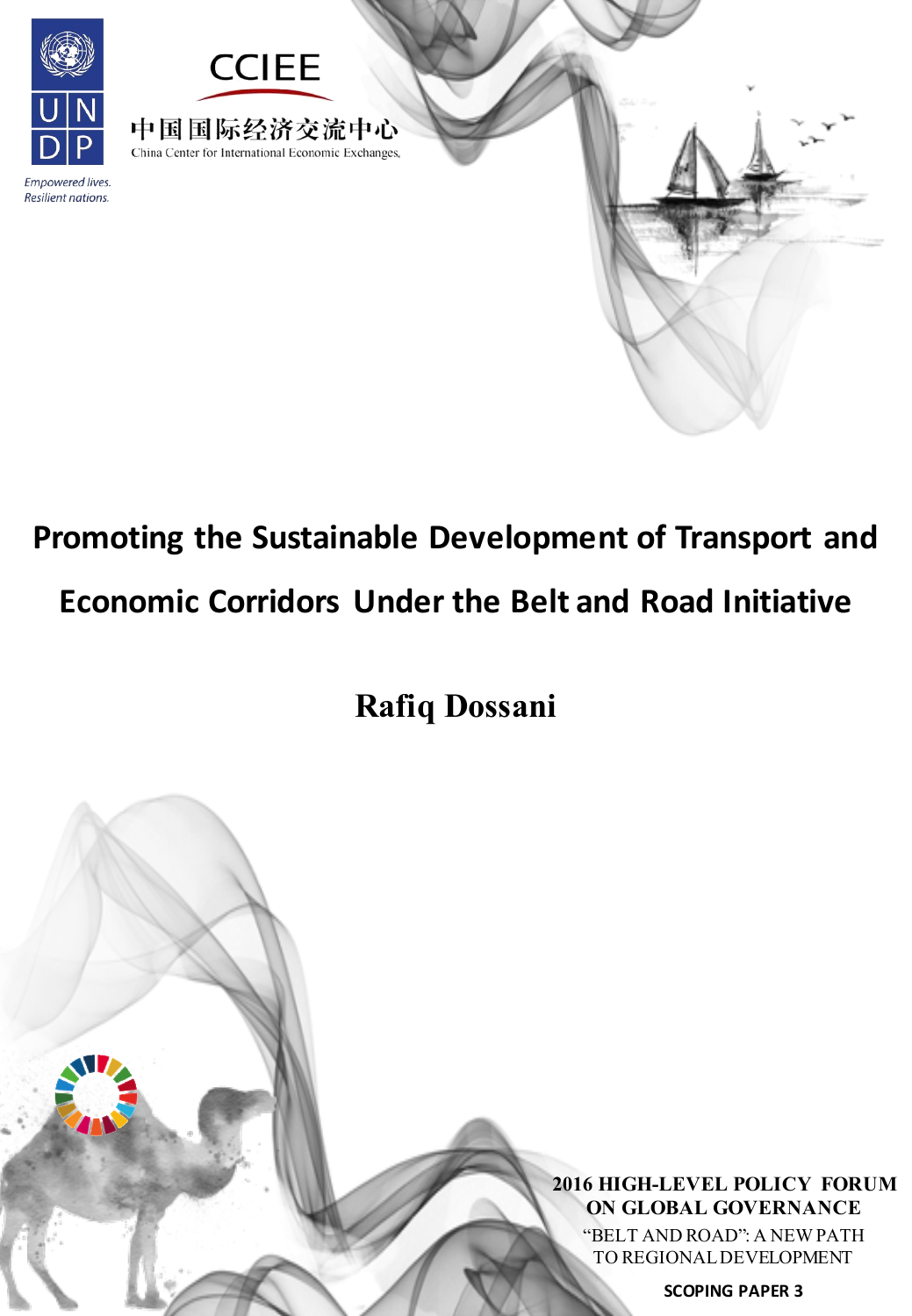UNDP

*Empowered lives.*
*Resilient nations.*

CCIEE

中国国际经济交流中心

China Center for International Economic Exchanges

# Promoting the Sustainable Development of Transport and Economic Corridors Under the Belt and Road Initiative

**Rafiq Dossani**

**2016 HIGH-LEVEL POLICY FORUM ON GLOBAL GOVERNANCE**

"BELT AND ROAD": A NEW PATH TO REGIONAL DEVELOPMENT

**SCOPING PAPER 3**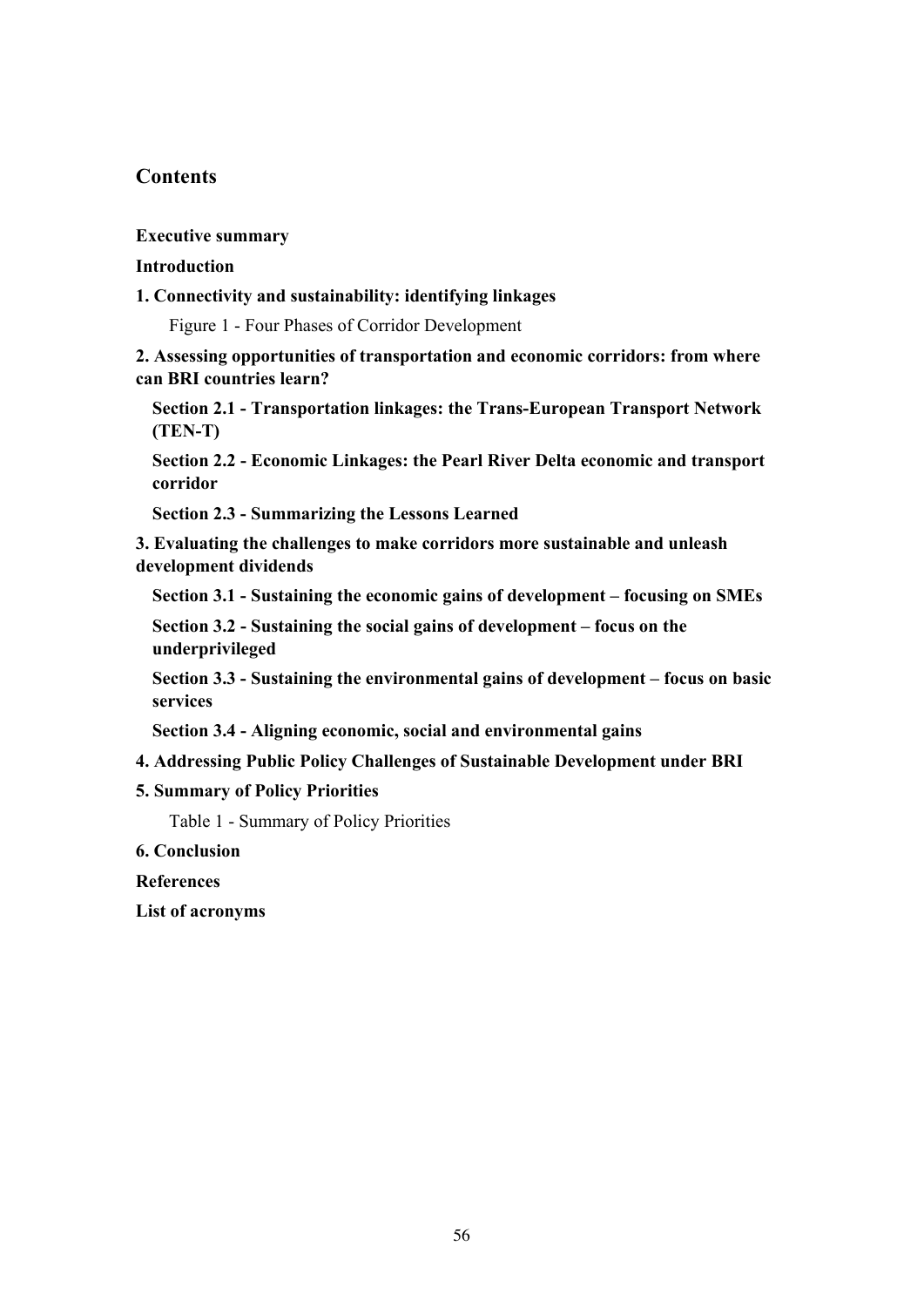## Contents

**Executive summary**

**Introduction**

**1. Connectivity and sustainability: identifying linkages**

Figure 1 - Four Phases of Corridor Development

**2. Assessing opportunities of transportation and economic corridors: from where can BRI countries learn?**

**Section 2.1 - Transportation linkages: the Trans-European Transport Network (TEN-T)**

**Section 2.2 - Economic Linkages: the Pearl River Delta economic and transport corridor**

**Section 2.3 - Summarizing the Lessons Learned**

**3. Evaluating the challenges to make corridors more sustainable and unleash development dividends**

**Section 3.1 - Sustaining the economic gains of development – focusing on SMEs**

**Section 3.2 - Sustaining the social gains of development – focus on the underprivileged**

**Section 3.3 - Sustaining the environmental gains of development – focus on basic services**

**Section 3.4 - Aligning economic, social and environmental gains**

**4. Addressing Public Policy Challenges of Sustainable Development under BRI**

**5. Summary of Policy Priorities**

Table 1 - Summary of Policy Priorities

**6. Conclusion**

**References**

**List of acronyms**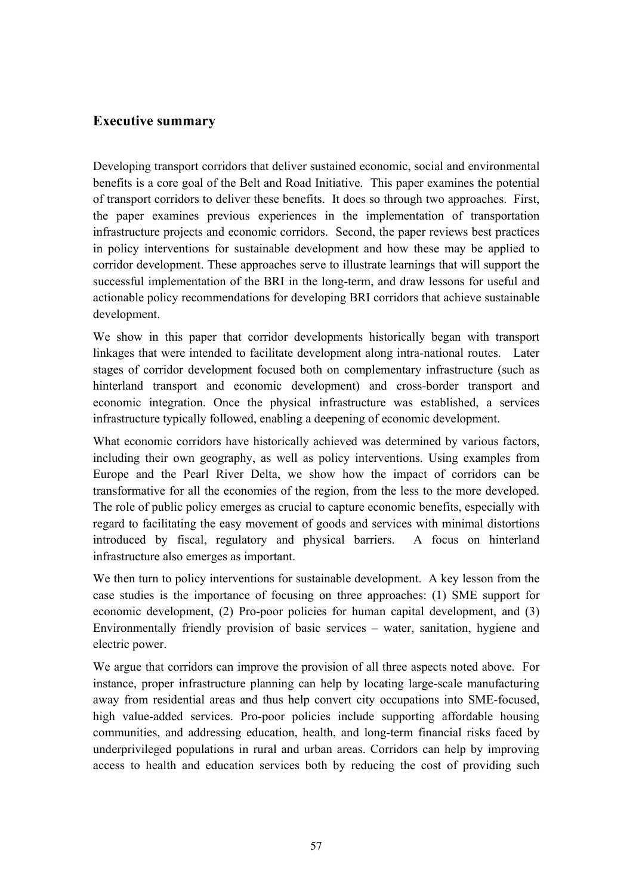## Executive summary

Developing transport corridors that deliver sustained economic, social and environmental benefits is a core goal of the Belt and Road Initiative. This paper examines the potential of transport corridors to deliver these benefits. It does so through two approaches. First, the paper examines previous experiences in the implementation of transportation infrastructure projects and economic corridors. Second, the paper reviews best practices in policy interventions for sustainable development and how these may be applied to corridor development. These approaches serve to illustrate learnings that will support the successful implementation of the BRI in the long-term, and draw lessons for useful and actionable policy recommendations for developing BRI corridors that achieve sustainable development.

We show in this paper that corridor developments historically began with transport linkages that were intended to facilitate development along intra-national routes. Later stages of corridor development focused both on complementary infrastructure (such as hinterland transport and economic development) and cross-border transport and economic integration. Once the physical infrastructure was established, a services infrastructure typically followed, enabling a deepening of economic development.

What economic corridors have historically achieved was determined by various factors, including their own geography, as well as policy interventions. Using examples from Europe and the Pearl River Delta, we show how the impact of corridors can be transformative for all the economies of the region, from the less to the more developed. The role of public policy emerges as crucial to capture economic benefits, especially with regard to facilitating the easy movement of goods and services with minimal distortions introduced by fiscal, regulatory and physical barriers. A focus on hinterland infrastructure also emerges as important.

We then turn to policy interventions for sustainable development. A key lesson from the case studies is the importance of focusing on three approaches: (1) SME support for economic development, (2) Pro-poor policies for human capital development, and (3) Environmentally friendly provision of basic services – water, sanitation, hygiene and electric power.

We argue that corridors can improve the provision of all three aspects noted above. For instance, proper infrastructure planning can help by locating large-scale manufacturing away from residential areas and thus help convert city occupations into SME-focused, high value-added services. Pro-poor policies include supporting affordable housing communities, and addressing education, health, and long-term financial risks faced by underprivileged populations in rural and urban areas. Corridors can help by improving access to health and education services both by reducing the cost of providing such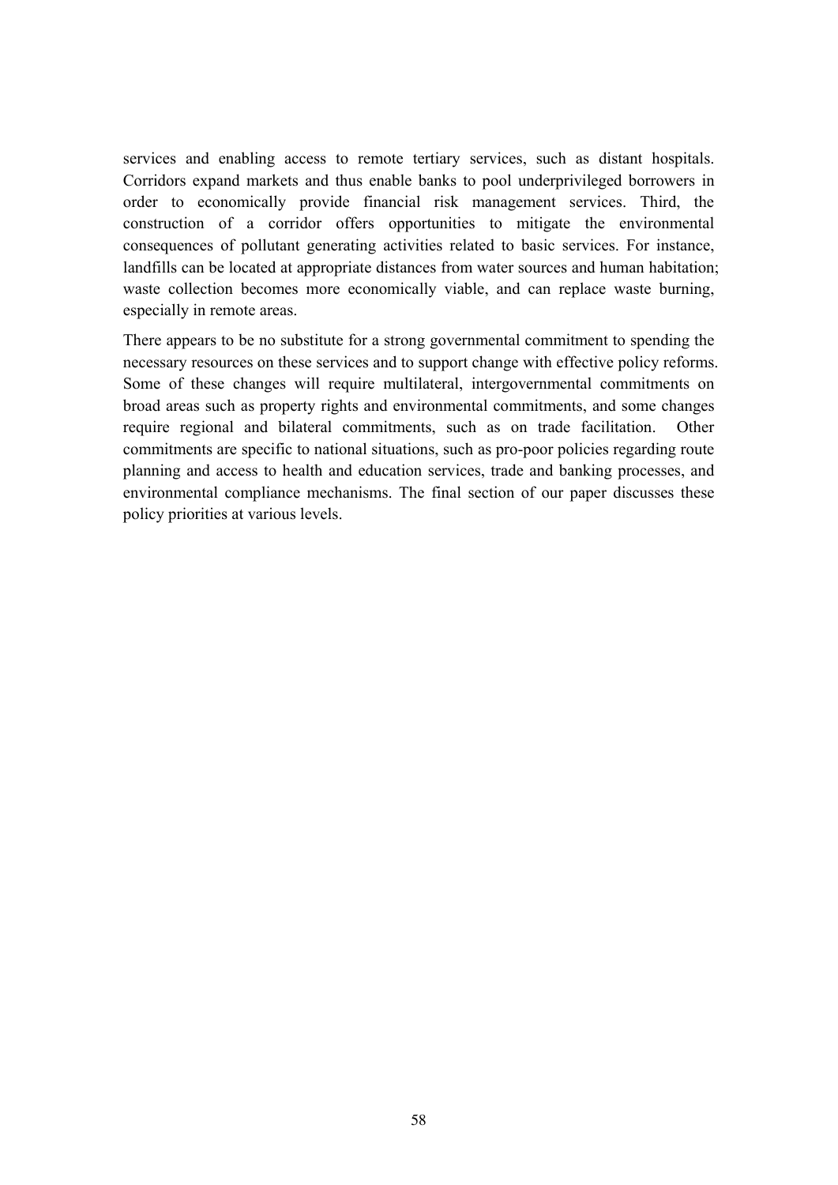services and enabling access to remote tertiary services, such as distant hospitals. Corridors expand markets and thus enable banks to pool underprivileged borrowers in order to economically provide financial risk management services. Third, the construction of a corridor offers opportunities to mitigate the environmental consequences of pollutant generating activities related to basic services. For instance, landfills can be located at appropriate distances from water sources and human habitation; waste collection becomes more economically viable, and can replace waste burning, especially in remote areas.

There appears to be no substitute for a strong governmental commitment to spending the necessary resources on these services and to support change with effective policy reforms. Some of these changes will require multilateral, intergovernmental commitments on broad areas such as property rights and environmental commitments, and some changes require regional and bilateral commitments, such as on trade facilitation. Other commitments are specific to national situations, such as pro-poor policies regarding route planning and access to health and education services, trade and banking processes, and environmental compliance mechanisms. The final section of our paper discusses these policy priorities at various levels.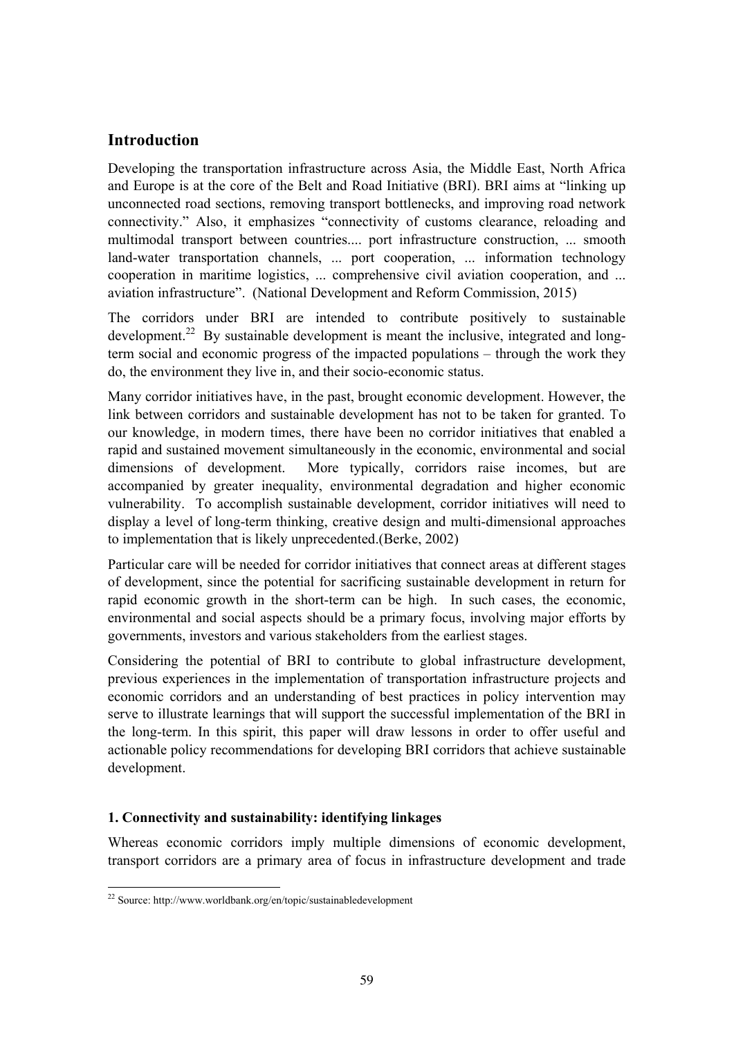## Introduction

Developing the transportation infrastructure across Asia, the Middle East, North Africa and Europe is at the core of the Belt and Road Initiative (BRI). BRI aims at "linking up unconnected road sections, removing transport bottlenecks, and improving road network connectivity." Also, it emphasizes "connectivity of customs clearance, reloading and multimodal transport between countries.... port infrastructure construction, ... smooth land-water transportation channels, ... port cooperation, ... information technology cooperation in maritime logistics, ... comprehensive civil aviation cooperation, and ... aviation infrastructure". (National Development and Reform Commission, 2015)

The corridors under BRI are intended to contribute positively to sustainable development.[22] By sustainable development is meant the inclusive, integrated and long-term social and economic progress of the impacted populations – through the work they do, the environment they live in, and their socio-economic status.

Many corridor initiatives have, in the past, brought economic development. However, the link between corridors and sustainable development has not to be taken for granted. To our knowledge, in modern times, there have been no corridor initiatives that enabled a rapid and sustained movement simultaneously in the economic, environmental and social dimensions of development. More typically, corridors raise incomes, but are accompanied by greater inequality, environmental degradation and higher economic vulnerability. To accomplish sustainable development, corridor initiatives will need to display a level of long-term thinking, creative design and multi-dimensional approaches to implementation that is likely unprecedented.(Berke, 2002)

Particular care will be needed for corridor initiatives that connect areas at different stages of development, since the potential for sacrificing sustainable development in return for rapid economic growth in the short-term can be high. In such cases, the economic, environmental and social aspects should be a primary focus, involving major efforts by governments, investors and various stakeholders from the earliest stages.

Considering the potential of BRI to contribute to global infrastructure development, previous experiences in the implementation of transportation infrastructure projects and economic corridors and an understanding of best practices in policy intervention may serve to illustrate learnings that will support the successful implementation of the BRI in the long-term. In this spirit, this paper will draw lessons in order to offer useful and actionable policy recommendations for developing BRI corridors that achieve sustainable development.

### 1. Connectivity and sustainability: identifying linkages

Whereas economic corridors imply multiple dimensions of economic development, transport corridors are a primary area of focus in infrastructure development and trade

[22] Source: http://www.worldbank.org/en/topic/sustainabledevelopment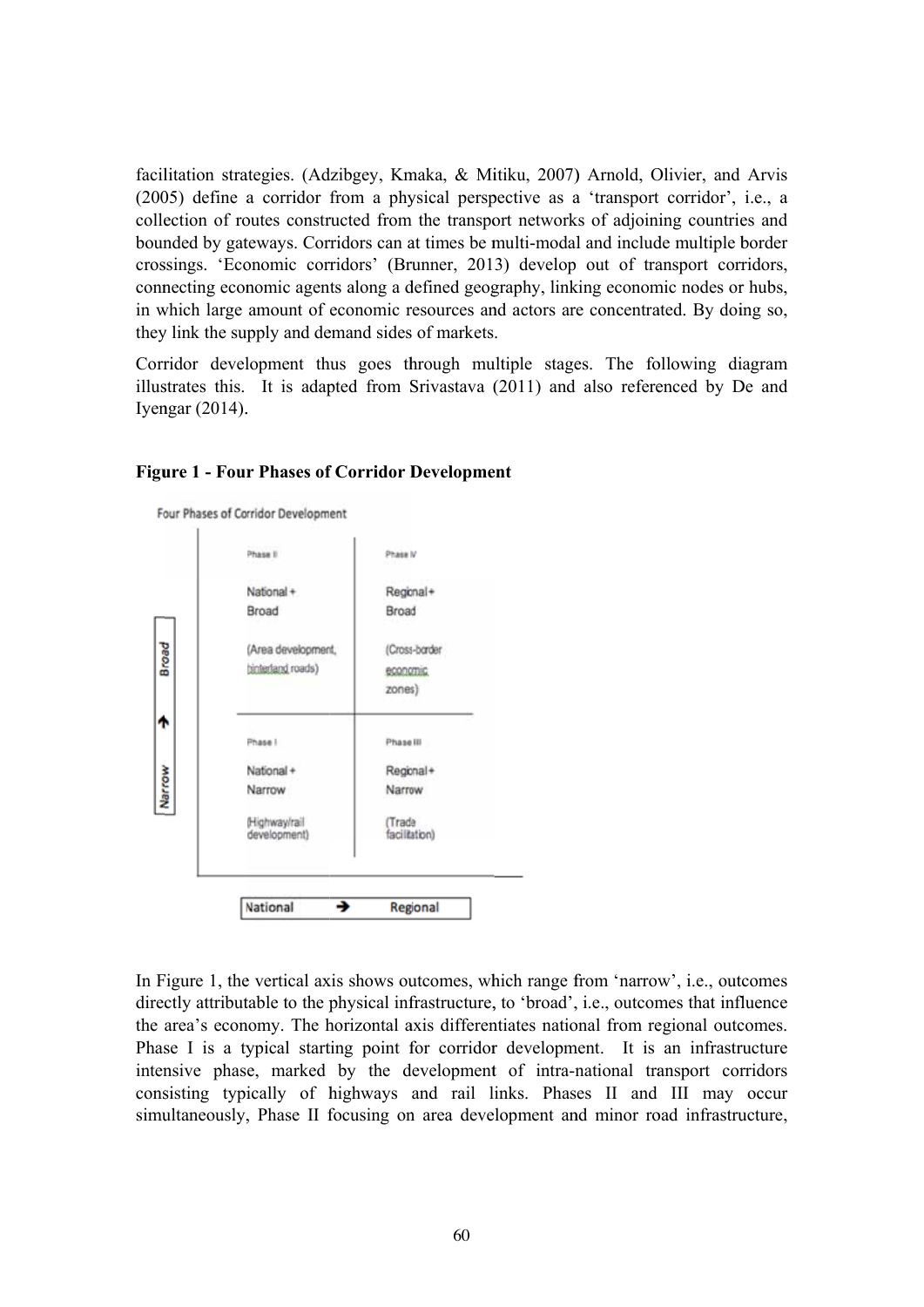facilitation strategies. (Adzibgey, Kmaka, & Mitiku, 2007) Arnold, Olivier, and Arvis (2005) define a corridor from a physical perspective as a 'transport corridor', i.e., a collection of routes constructed from the transport networks of adjoining countries and bounded by gateways. Corridors can at times be multi-modal and include multiple border crossings. 'Economic corridors' (Brunner, 2013) develop out of transport corridors, connecting economic agents along a defined geography, linking economic nodes or hubs, in which large amount of economic resources and actors are concentrated. By doing so, they link the supply and demand sides of markets.

Corridor development thus goes through multiple stages. The following diagram illustrates this. It is adapted from Srivastava (2011) and also referenced by De and Iyengar (2014).

**Figure 1 - Four Phases of Corridor Development**

Four Phases of Corridor Development

| Narrow → Broad | National | Regional |
|---|---|---|
| Broad | Phase II<br>National + Broad<br>(Area development, hinterland roads) | Phase IV<br>Regional + Broad<br>(Cross-border economic zones) |
| Narrow | Phase I<br>National + Narrow<br>(Highway/rail development) | Phase III<br>Regional + Narrow<br>(Trade facilitation) |

National → Regional

In Figure 1, the vertical axis shows outcomes, which range from 'narrow', i.e., outcomes directly attributable to the physical infrastructure, to 'broad', i.e., outcomes that influence the area's economy. The horizontal axis differentiates national from regional outcomes. Phase I is a typical starting point for corridor development. It is an infrastructure intensive phase, marked by the development of intra-national transport corridors consisting typically of highways and rail links. Phases II and III may occur simultaneously, Phase II focusing on area development and minor road infrastructure,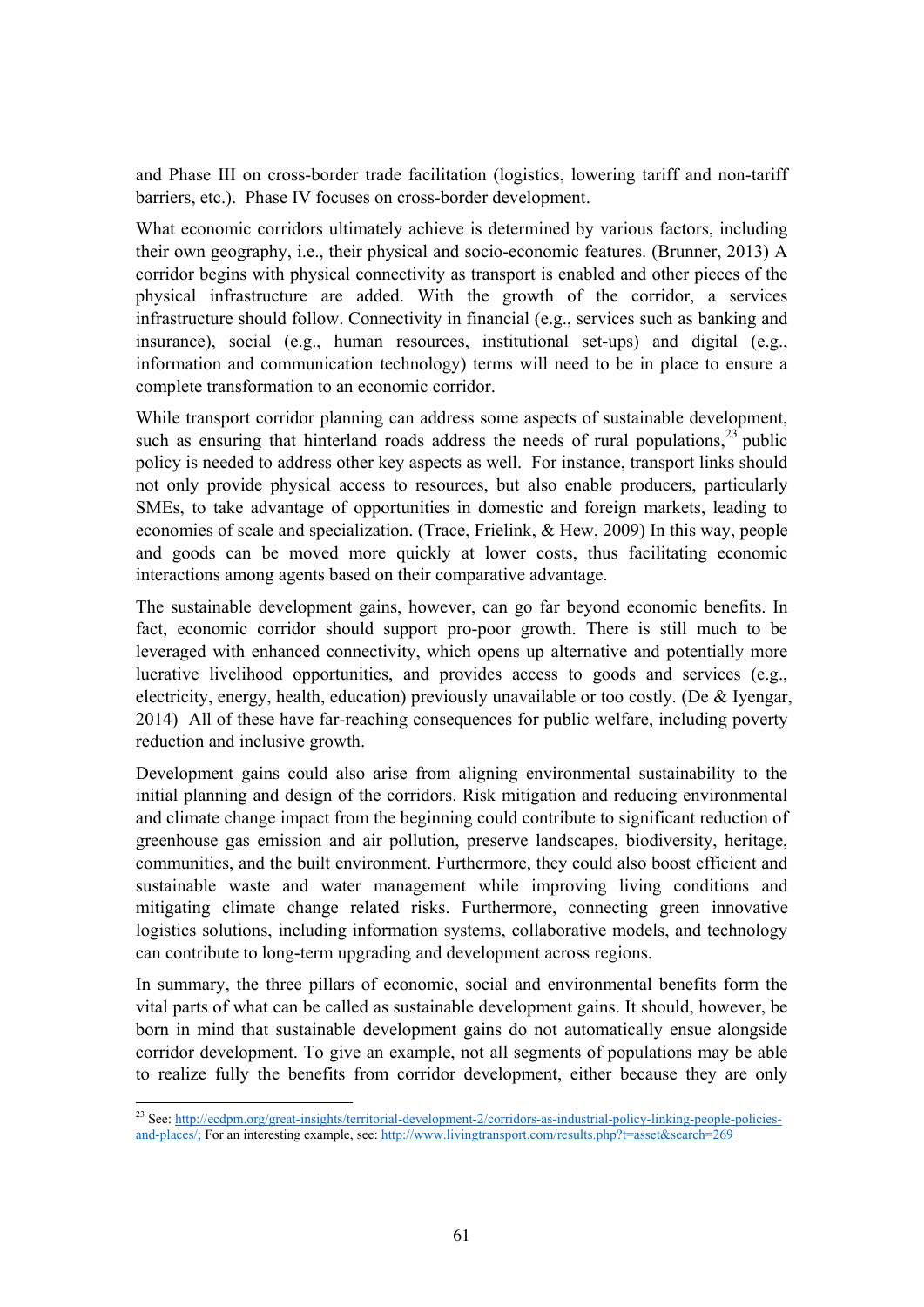and Phase III on cross-border trade facilitation (logistics, lowering tariff and non-tariff barriers, etc.). Phase IV focuses on cross-border development.

What economic corridors ultimately achieve is determined by various factors, including their own geography, i.e., their physical and socio-economic features. (Brunner, 2013) A corridor begins with physical connectivity as transport is enabled and other pieces of the physical infrastructure are added. With the growth of the corridor, a services infrastructure should follow. Connectivity in financial (e.g., services such as banking and insurance), social (e.g., human resources, institutional set-ups) and digital (e.g., information and communication technology) terms will need to be in place to ensure a complete transformation to an economic corridor.

While transport corridor planning can address some aspects of sustainable development, such as ensuring that hinterland roads address the needs of rural populations,[23] public policy is needed to address other key aspects as well. For instance, transport links should not only provide physical access to resources, but also enable producers, particularly SMEs, to take advantage of opportunities in domestic and foreign markets, leading to economies of scale and specialization. (Trace, Frielink, & Hew, 2009) In this way, people and goods can be moved more quickly at lower costs, thus facilitating economic interactions among agents based on their comparative advantage.

The sustainable development gains, however, can go far beyond economic benefits. In fact, economic corridor should support pro-poor growth. There is still much to be leveraged with enhanced connectivity, which opens up alternative and potentially more lucrative livelihood opportunities, and provides access to goods and services (e.g., electricity, energy, health, education) previously unavailable or too costly. (De & Iyengar, 2014) All of these have far-reaching consequences for public welfare, including poverty reduction and inclusive growth.

Development gains could also arise from aligning environmental sustainability to the initial planning and design of the corridors. Risk mitigation and reducing environmental and climate change impact from the beginning could contribute to significant reduction of greenhouse gas emission and air pollution, preserve landscapes, biodiversity, heritage, communities, and the built environment. Furthermore, they could also boost efficient and sustainable waste and water management while improving living conditions and mitigating climate change related risks. Furthermore, connecting green innovative logistics solutions, including information systems, collaborative models, and technology can contribute to long-term upgrading and development across regions.

In summary, the three pillars of economic, social and environmental benefits form the vital parts of what can be called as sustainable development gains. It should, however, be born in mind that sustainable development gains do not automatically ensue alongside corridor development. To give an example, not all segments of populations may be able to realize fully the benefits from corridor development, either because they are only

[23] See: http://ecdpm.org/great-insights/territorial-development-2/corridors-as-industrial-policy-linking-people-policies-and-places/; For an interesting example, see: http://www.livingtransport.com/results.php?t=asset&search=269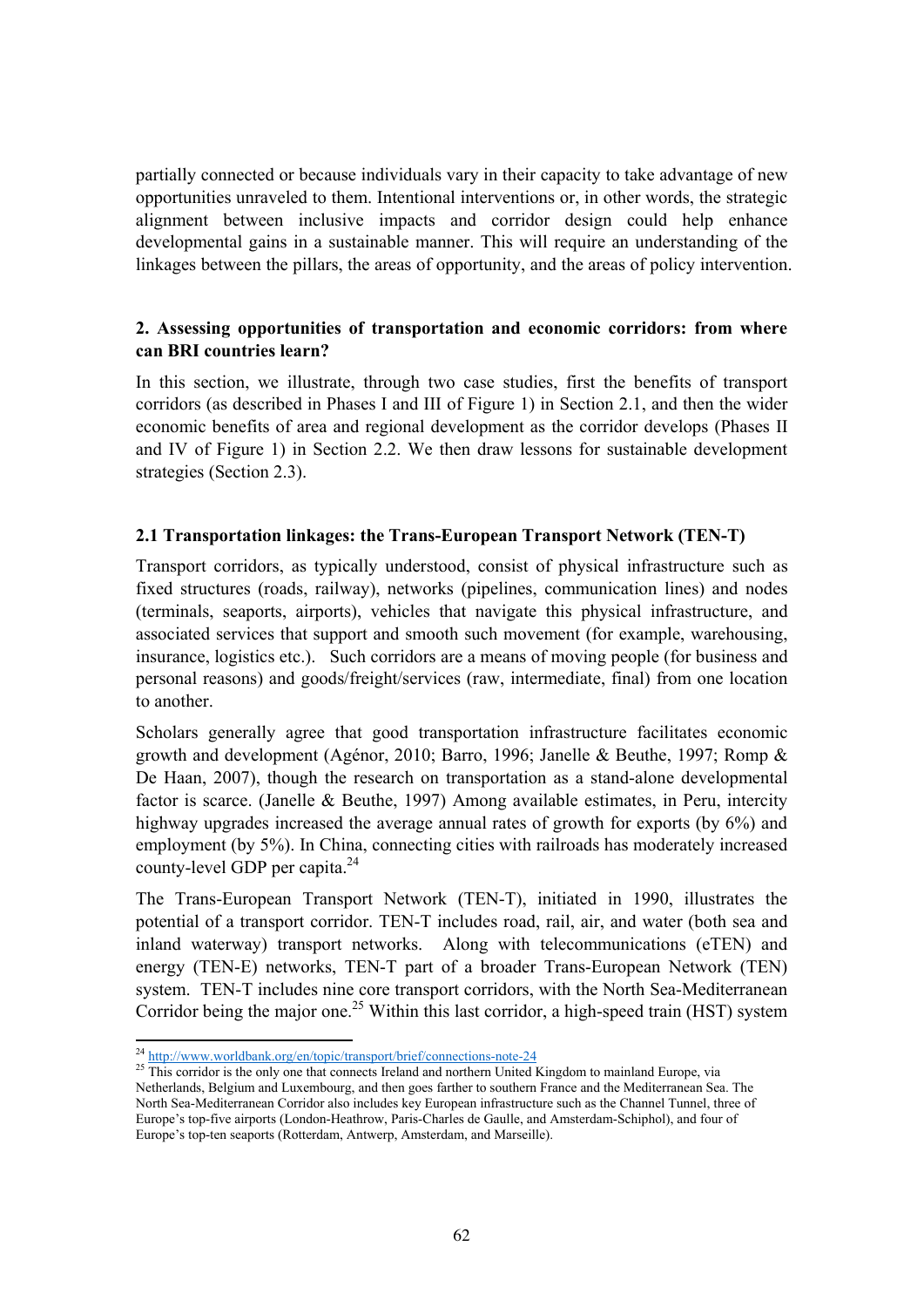partially connected or because individuals vary in their capacity to take advantage of new opportunities unraveled to them. Intentional interventions or, in other words, the strategic alignment between inclusive impacts and corridor design could help enhance developmental gains in a sustainable manner. This will require an understanding of the linkages between the pillars, the areas of opportunity, and the areas of policy intervention.

## 2. Assessing opportunities of transportation and economic corridors: from where can BRI countries learn?

In this section, we illustrate, through two case studies, first the benefits of transport corridors (as described in Phases I and III of Figure 1) in Section 2.1, and then the wider economic benefits of area and regional development as the corridor develops (Phases II and IV of Figure 1) in Section 2.2. We then draw lessons for sustainable development strategies (Section 2.3).

### 2.1 Transportation linkages: the Trans-European Transport Network (TEN-T)

Transport corridors, as typically understood, consist of physical infrastructure such as fixed structures (roads, railway), networks (pipelines, communication lines) and nodes (terminals, seaports, airports), vehicles that navigate this physical infrastructure, and associated services that support and smooth such movement (for example, warehousing, insurance, logistics etc.). Such corridors are a means of moving people (for business and personal reasons) and goods/freight/services (raw, intermediate, final) from one location to another.

Scholars generally agree that good transportation infrastructure facilitates economic growth and development (Agénor, 2010; Barro, 1996; Janelle & Beuthe, 1997; Romp & De Haan, 2007), though the research on transportation as a stand-alone developmental factor is scarce. (Janelle & Beuthe, 1997) Among available estimates, in Peru, intercity highway upgrades increased the average annual rates of growth for exports (by 6%) and employment (by 5%). In China, connecting cities with railroads has moderately increased county-level GDP per capita.[24]

The Trans-European Transport Network (TEN-T), initiated in 1990, illustrates the potential of a transport corridor. TEN-T includes road, rail, air, and water (both sea and inland waterway) transport networks. Along with telecommunications (eTEN) and energy (TEN-E) networks, TEN-T part of a broader Trans-European Network (TEN) system. TEN-T includes nine core transport corridors, with the North Sea-Mediterranean Corridor being the major one.[25] Within this last corridor, a high-speed train (HST) system

---

[24] http://www.worldbank.org/en/topic/transport/brief/connections-note-24

[25] This corridor is the only one that connects Ireland and northern United Kingdom to mainland Europe, via Netherlands, Belgium and Luxembourg, and then goes farther to southern France and the Mediterranean Sea. The North Sea-Mediterranean Corridor also includes key European infrastructure such as the Channel Tunnel, three of Europe's top-five airports (London-Heathrow, Paris-Charles de Gaulle, and Amsterdam-Schiphol), and four of Europe's top-ten seaports (Rotterdam, Antwerp, Amsterdam, and Marseille).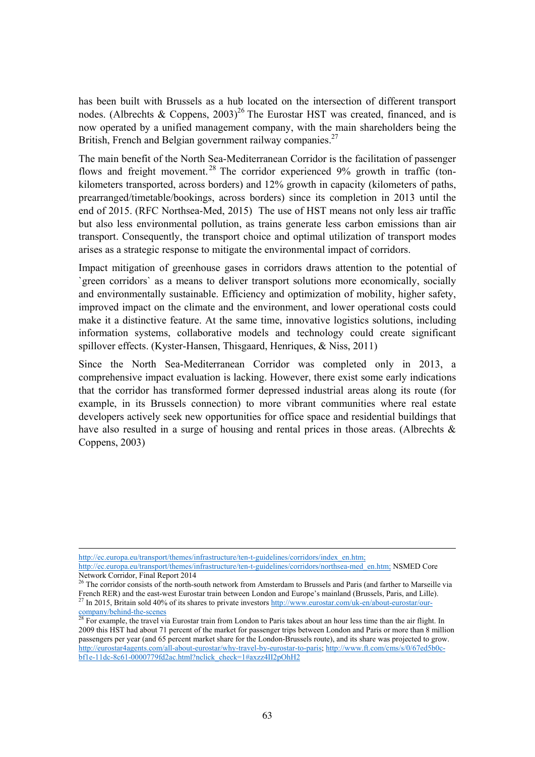has been built with Brussels as a hub located on the intersection of different transport nodes. (Albrechts & Coppens, 2003)[26] The Eurostar HST was created, financed, and is now operated by a unified management company, with the main shareholders being the British, French and Belgian government railway companies.[27]

The main benefit of the North Sea-Mediterranean Corridor is the facilitation of passenger flows and freight movement.[28] The corridor experienced 9% growth in traffic (ton-kilometers transported, across borders) and 12% growth in capacity (kilometers of paths, prearranged/timetable/bookings, across borders) since its completion in 2013 until the end of 2015. (RFC Northsea-Med, 2015) The use of HST means not only less air traffic but also less environmental pollution, as trains generate less carbon emissions than air transport. Consequently, the transport choice and optimal utilization of transport modes arises as a strategic response to mitigate the environmental impact of corridors.

Impact mitigation of greenhouse gases in corridors draws attention to the potential of `green corridors` as a means to deliver transport solutions more economically, socially and environmentally sustainable. Efficiency and optimization of mobility, higher safety, improved impact on the climate and the environment, and lower operational costs could make it a distinctive feature. At the same time, innovative logistics solutions, including information systems, collaborative models and technology could create significant spillover effects. (Kyster-Hansen, Thisgaard, Henriques, & Niss, 2011)

Since the North Sea-Mediterranean Corridor was completed only in 2013, a comprehensive impact evaluation is lacking. However, there exist some early indications that the corridor has transformed former depressed industrial areas along its route (for example, in its Brussels connection) to more vibrant communities where real estate developers actively seek new opportunities for office space and residential buildings that have also resulted in a surge of housing and rental prices in those areas. (Albrechts & Coppens, 2003)

---

http://ec.europa.eu/transport/themes/infrastructure/ten-t-guidelines/corridors/index_en.htm; http://ec.europa.eu/transport/themes/infrastructure/ten-t-guidelines/corridors/northsea-med_en.htm; NSMED Core Network Corridor, Final Report 2014

[26] The corridor consists of the north-south network from Amsterdam to Brussels and Paris (and farther to Marseille via French RER) and the east-west Eurostar train between London and Europe's mainland (Brussels, Paris, and Lille).

[27] In 2015, Britain sold 40% of its shares to private investors http://www.eurostar.com/uk-en/about-eurostar/our-company/behind-the-scenes

[28] For example, the travel via Eurostar train from London to Paris takes about an hour less time than the air flight. In 2009 this HST had about 71 percent of the market for passenger trips between London and Paris or more than 8 million passengers per year (and 65 percent market share for the London-Brussels route), and its share was projected to grow. http://eurostar4agents.com/all-about-eurostar/why-travel-by-eurostar-to-paris; http://www.ft.com/cms/s/0/67ed5b0c-bf1e-11dc-8c61-0000779fd2ac.html?nclick_check=1#axzz4II2pOhH2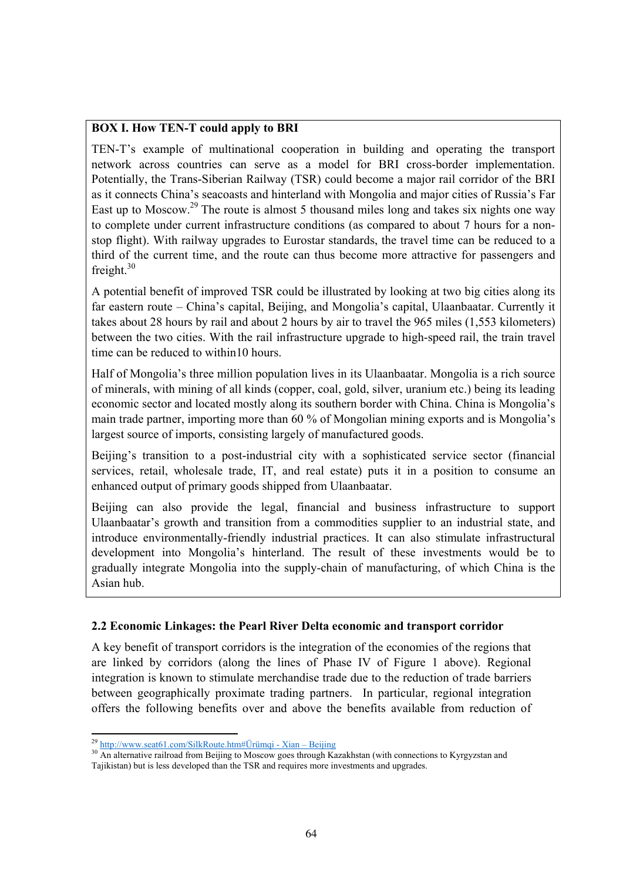**BOX I. How TEN-T could apply to BRI**

TEN-T's example of multinational cooperation in building and operating the transport network across countries can serve as a model for BRI cross-border implementation. Potentially, the Trans-Siberian Railway (TSR) could become a major rail corridor of the BRI as it connects China's seacoasts and hinterland with Mongolia and major cities of Russia's Far East up to Moscow.[29] The route is almost 5 thousand miles long and takes six nights one way to complete under current infrastructure conditions (as compared to about 7 hours for a non-stop flight). With railway upgrades to Eurostar standards, the travel time can be reduced to a third of the current time, and the route can thus become more attractive for passengers and freight.[30]

A potential benefit of improved TSR could be illustrated by looking at two big cities along its far eastern route – China's capital, Beijing, and Mongolia's capital, Ulaanbaatar. Currently it takes about 28 hours by rail and about 2 hours by air to travel the 965 miles (1,553 kilometers) between the two cities. With the rail infrastructure upgrade to high-speed rail, the train travel time can be reduced to within10 hours.

Half of Mongolia's three million population lives in its Ulaanbaatar. Mongolia is a rich source of minerals, with mining of all kinds (copper, coal, gold, silver, uranium etc.) being its leading economic sector and located mostly along its southern border with China. China is Mongolia's main trade partner, importing more than 60 % of Mongolian mining exports and is Mongolia's largest source of imports, consisting largely of manufactured goods.

Beijing's transition to a post-industrial city with a sophisticated service sector (financial services, retail, wholesale trade, IT, and real estate) puts it in a position to consume an enhanced output of primary goods shipped from Ulaanbaatar.

Beijing can also provide the legal, financial and business infrastructure to support Ulaanbaatar's growth and transition from a commodities supplier to an industrial state, and introduce environmentally-friendly industrial practices. It can also stimulate infrastructural development into Mongolia's hinterland. The result of these investments would be to gradually integrate Mongolia into the supply-chain of manufacturing, of which China is the Asian hub.

### 2.2 Economic Linkages: the Pearl River Delta economic and transport corridor

A key benefit of transport corridors is the integration of the economies of the regions that are linked by corridors (along the lines of Phase IV of Figure 1 above). Regional integration is known to stimulate merchandise trade due to the reduction of trade barriers between geographically proximate trading partners. In particular, regional integration offers the following benefits over and above the benefits available from reduction of

---

[29] http://www.seat61.com/SilkRoute.htm#Ürümqi - Xian – Beijing

[30] An alternative railroad from Beijing to Moscow goes through Kazakhstan (with connections to Kyrgyzstan and Tajikistan) but is less developed than the TSR and requires more investments and upgrades.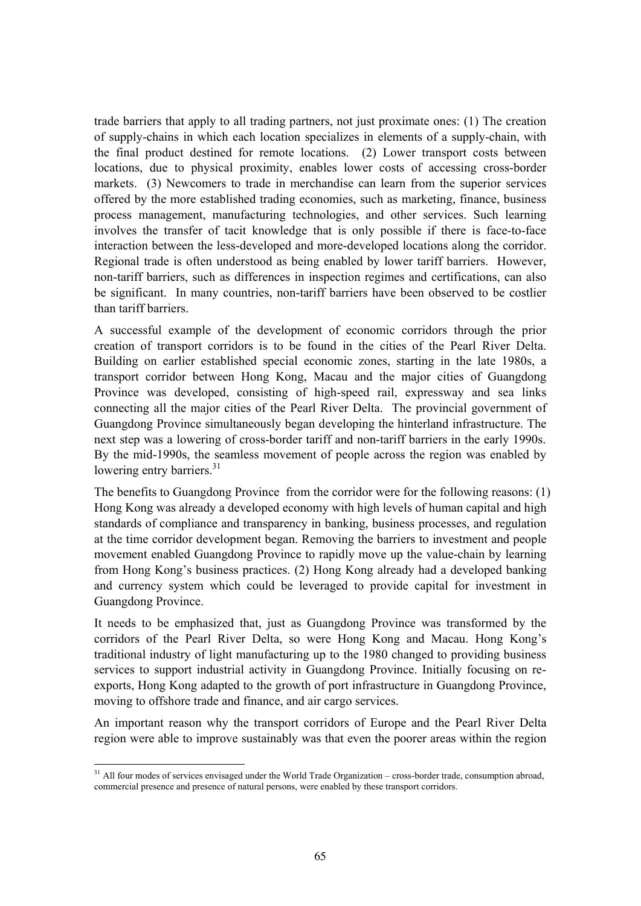trade barriers that apply to all trading partners, not just proximate ones: (1) The creation of supply-chains in which each location specializes in elements of a supply-chain, with the final product destined for remote locations. (2) Lower transport costs between locations, due to physical proximity, enables lower costs of accessing cross-border markets. (3) Newcomers to trade in merchandise can learn from the superior services offered by the more established trading economies, such as marketing, finance, business process management, manufacturing technologies, and other services. Such learning involves the transfer of tacit knowledge that is only possible if there is face-to-face interaction between the less-developed and more-developed locations along the corridor. Regional trade is often understood as being enabled by lower tariff barriers. However, non-tariff barriers, such as differences in inspection regimes and certifications, can also be significant. In many countries, non-tariff barriers have been observed to be costlier than tariff barriers.

A successful example of the development of economic corridors through the prior creation of transport corridors is to be found in the cities of the Pearl River Delta. Building on earlier established special economic zones, starting in the late 1980s, a transport corridor between Hong Kong, Macau and the major cities of Guangdong Province was developed, consisting of high-speed rail, expressway and sea links connecting all the major cities of the Pearl River Delta. The provincial government of Guangdong Province simultaneously began developing the hinterland infrastructure. The next step was a lowering of cross-border tariff and non-tariff barriers in the early 1990s. By the mid-1990s, the seamless movement of people across the region was enabled by lowering entry barriers.[31]

The benefits to Guangdong Province from the corridor were for the following reasons: (1) Hong Kong was already a developed economy with high levels of human capital and high standards of compliance and transparency in banking, business processes, and regulation at the time corridor development began. Removing the barriers to investment and people movement enabled Guangdong Province to rapidly move up the value-chain by learning from Hong Kong's business practices. (2) Hong Kong already had a developed banking and currency system which could be leveraged to provide capital for investment in Guangdong Province.

It needs to be emphasized that, just as Guangdong Province was transformed by the corridors of the Pearl River Delta, so were Hong Kong and Macau. Hong Kong's traditional industry of light manufacturing up to the 1980 changed to providing business services to support industrial activity in Guangdong Province. Initially focusing on re-exports, Hong Kong adapted to the growth of port infrastructure in Guangdong Province, moving to offshore trade and finance, and air cargo services.

An important reason why the transport corridors of Europe and the Pearl River Delta region were able to improve sustainably was that even the poorer areas within the region

---

[31] All four modes of services envisaged under the World Trade Organization – cross-border trade, consumption abroad, commercial presence and presence of natural persons, were enabled by these transport corridors.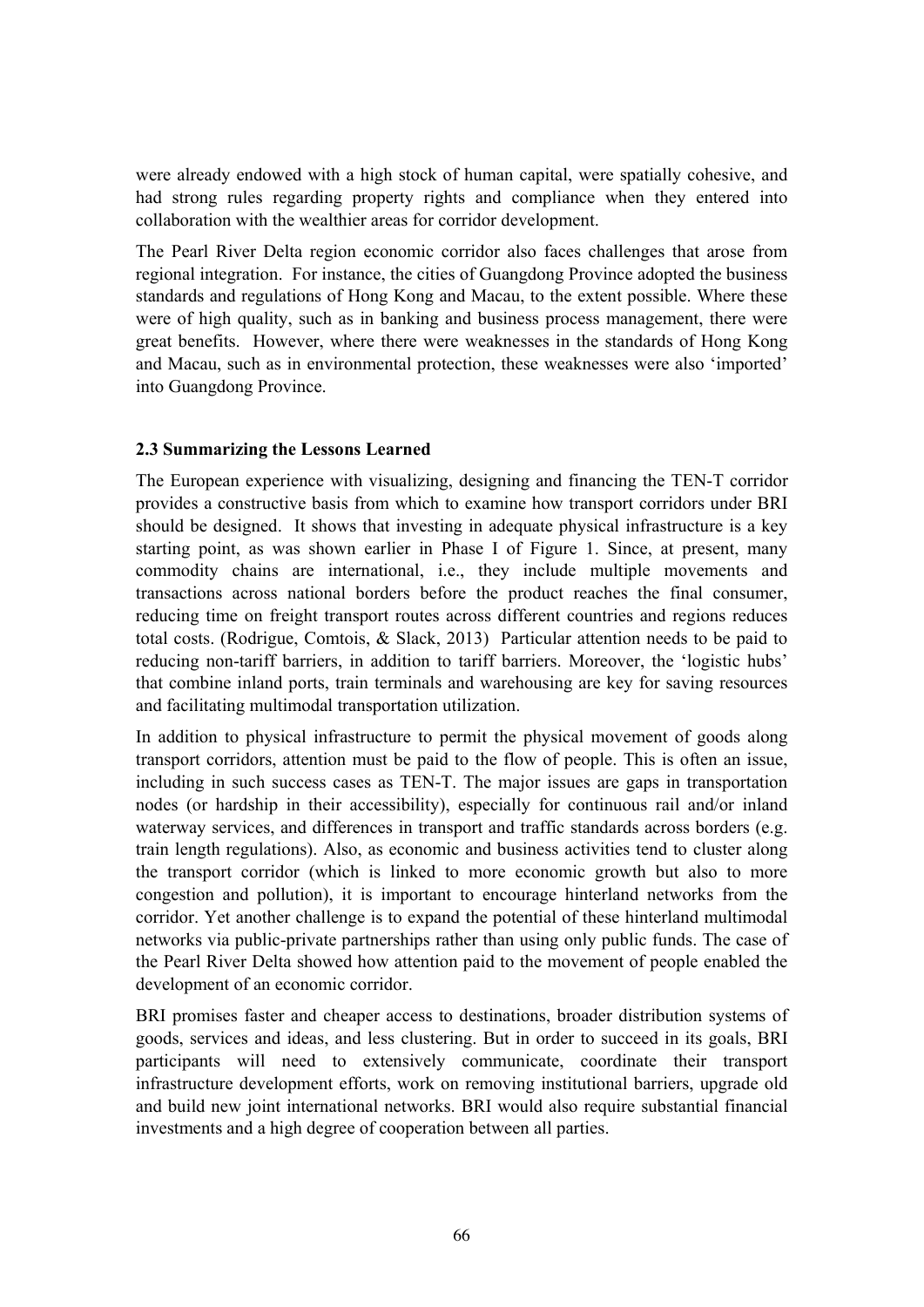were already endowed with a high stock of human capital, were spatially cohesive, and had strong rules regarding property rights and compliance when they entered into collaboration with the wealthier areas for corridor development.

The Pearl River Delta region economic corridor also faces challenges that arose from regional integration. For instance, the cities of Guangdong Province adopted the business standards and regulations of Hong Kong and Macau, to the extent possible. Where these were of high quality, such as in banking and business process management, there were great benefits. However, where there were weaknesses in the standards of Hong Kong and Macau, such as in environmental protection, these weaknesses were also 'imported' into Guangdong Province.

### 2.3 Summarizing the Lessons Learned

The European experience with visualizing, designing and financing the TEN-T corridor provides a constructive basis from which to examine how transport corridors under BRI should be designed. It shows that investing in adequate physical infrastructure is a key starting point, as was shown earlier in Phase I of Figure 1. Since, at present, many commodity chains are international, i.e., they include multiple movements and transactions across national borders before the product reaches the final consumer, reducing time on freight transport routes across different countries and regions reduces total costs. (Rodrigue, Comtois, & Slack, 2013) Particular attention needs to be paid to reducing non-tariff barriers, in addition to tariff barriers. Moreover, the 'logistic hubs' that combine inland ports, train terminals and warehousing are key for saving resources and facilitating multimodal transportation utilization.

In addition to physical infrastructure to permit the physical movement of goods along transport corridors, attention must be paid to the flow of people. This is often an issue, including in such success cases as TEN-T. The major issues are gaps in transportation nodes (or hardship in their accessibility), especially for continuous rail and/or inland waterway services, and differences in transport and traffic standards across borders (e.g. train length regulations). Also, as economic and business activities tend to cluster along the transport corridor (which is linked to more economic growth but also to more congestion and pollution), it is important to encourage hinterland networks from the corridor. Yet another challenge is to expand the potential of these hinterland multimodal networks via public-private partnerships rather than using only public funds. The case of the Pearl River Delta showed how attention paid to the movement of people enabled the development of an economic corridor.

BRI promises faster and cheaper access to destinations, broader distribution systems of goods, services and ideas, and less clustering. But in order to succeed in its goals, BRI participants will need to extensively communicate, coordinate their transport infrastructure development efforts, work on removing institutional barriers, upgrade old and build new joint international networks. BRI would also require substantial financial investments and a high degree of cooperation between all parties.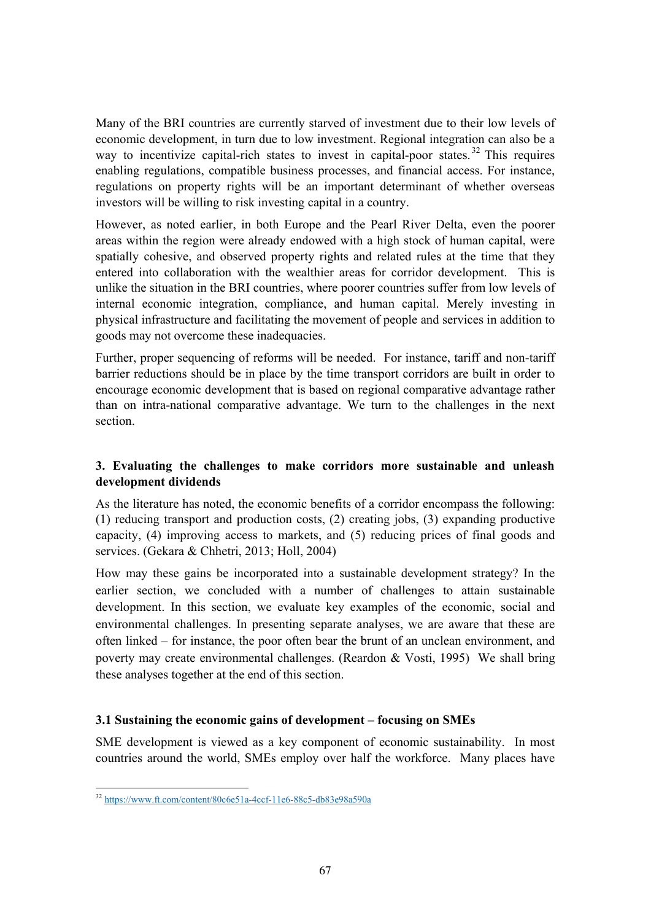Many of the BRI countries are currently starved of investment due to their low levels of economic development, in turn due to low investment. Regional integration can also be a way to incentivize capital-rich states to invest in capital-poor states.[32] This requires enabling regulations, compatible business processes, and financial access. For instance, regulations on property rights will be an important determinant of whether overseas investors will be willing to risk investing capital in a country.

However, as noted earlier, in both Europe and the Pearl River Delta, even the poorer areas within the region were already endowed with a high stock of human capital, were spatially cohesive, and observed property rights and related rules at the time that they entered into collaboration with the wealthier areas for corridor development. This is unlike the situation in the BRI countries, where poorer countries suffer from low levels of internal economic integration, compliance, and human capital. Merely investing in physical infrastructure and facilitating the movement of people and services in addition to goods may not overcome these inadequacies.

Further, proper sequencing of reforms will be needed. For instance, tariff and non-tariff barrier reductions should be in place by the time transport corridors are built in order to encourage economic development that is based on regional comparative advantage rather than on intra-national comparative advantage. We turn to the challenges in the next section.

## 3. Evaluating the challenges to make corridors more sustainable and unleash development dividends

As the literature has noted, the economic benefits of a corridor encompass the following: (1) reducing transport and production costs, (2) creating jobs, (3) expanding productive capacity, (4) improving access to markets, and (5) reducing prices of final goods and services. (Gekara & Chhetri, 2013; Holl, 2004)

How may these gains be incorporated into a sustainable development strategy? In the earlier section, we concluded with a number of challenges to attain sustainable development. In this section, we evaluate key examples of the economic, social and environmental challenges. In presenting separate analyses, we are aware that these are often linked – for instance, the poor often bear the brunt of an unclean environment, and poverty may create environmental challenges. (Reardon & Vosti, 1995) We shall bring these analyses together at the end of this section.

### 3.1 Sustaining the economic gains of development – focusing on SMEs

SME development is viewed as a key component of economic sustainability. In most countries around the world, SMEs employ over half the workforce. Many places have

[32] https://www.ft.com/content/80c6e51a-4ccf-11e6-88c5-db83e98a590a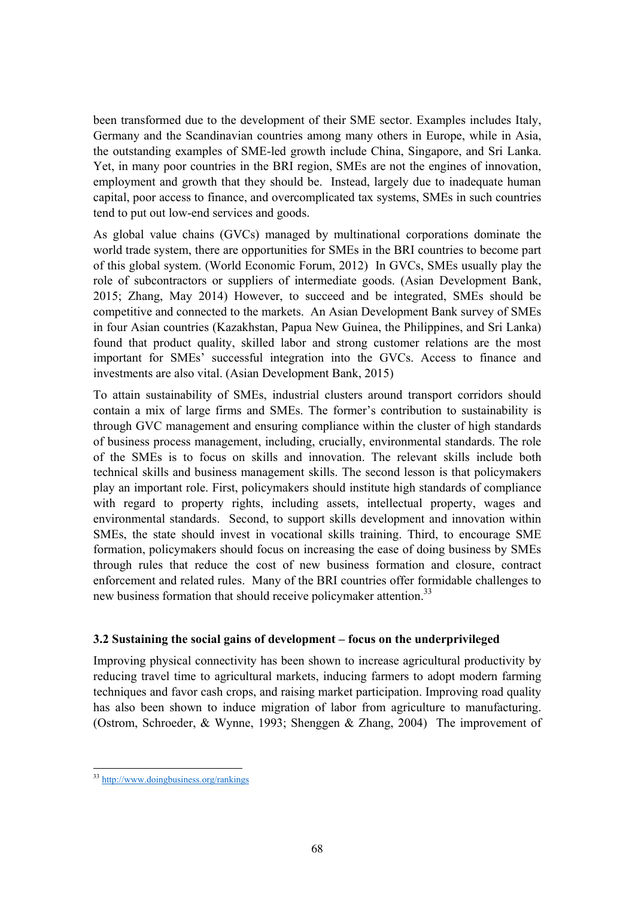been transformed due to the development of their SME sector. Examples includes Italy, Germany and the Scandinavian countries among many others in Europe, while in Asia, the outstanding examples of SME-led growth include China, Singapore, and Sri Lanka. Yet, in many poor countries in the BRI region, SMEs are not the engines of innovation, employment and growth that they should be. Instead, largely due to inadequate human capital, poor access to finance, and overcomplicated tax systems, SMEs in such countries tend to put out low-end services and goods.

As global value chains (GVCs) managed by multinational corporations dominate the world trade system, there are opportunities for SMEs in the BRI countries to become part of this global system. (World Economic Forum, 2012) In GVCs, SMEs usually play the role of subcontractors or suppliers of intermediate goods. (Asian Development Bank, 2015; Zhang, May 2014) However, to succeed and be integrated, SMEs should be competitive and connected to the markets. An Asian Development Bank survey of SMEs in four Asian countries (Kazakhstan, Papua New Guinea, the Philippines, and Sri Lanka) found that product quality, skilled labor and strong customer relations are the most important for SMEs' successful integration into the GVCs. Access to finance and investments are also vital. (Asian Development Bank, 2015)

To attain sustainability of SMEs, industrial clusters around transport corridors should contain a mix of large firms and SMEs. The former's contribution to sustainability is through GVC management and ensuring compliance within the cluster of high standards of business process management, including, crucially, environmental standards. The role of the SMEs is to focus on skills and innovation. The relevant skills include both technical skills and business management skills. The second lesson is that policymakers play an important role. First, policymakers should institute high standards of compliance with regard to property rights, including assets, intellectual property, wages and environmental standards. Second, to support skills development and innovation within SMEs, the state should invest in vocational skills training. Third, to encourage SME formation, policymakers should focus on increasing the ease of doing business by SMEs through rules that reduce the cost of new business formation and closure, contract enforcement and related rules. Many of the BRI countries offer formidable challenges to new business formation that should receive policymaker attention.[33]

### 3.2 Sustaining the social gains of development – focus on the underprivileged

Improving physical connectivity has been shown to increase agricultural productivity by reducing travel time to agricultural markets, inducing farmers to adopt modern farming techniques and favor cash crops, and raising market participation. Improving road quality has also been shown to induce migration of labor from agriculture to manufacturing. (Ostrom, Schroeder, & Wynne, 1993; Shenggen & Zhang, 2004) The improvement of

[33] http://www.doingbusiness.org/rankings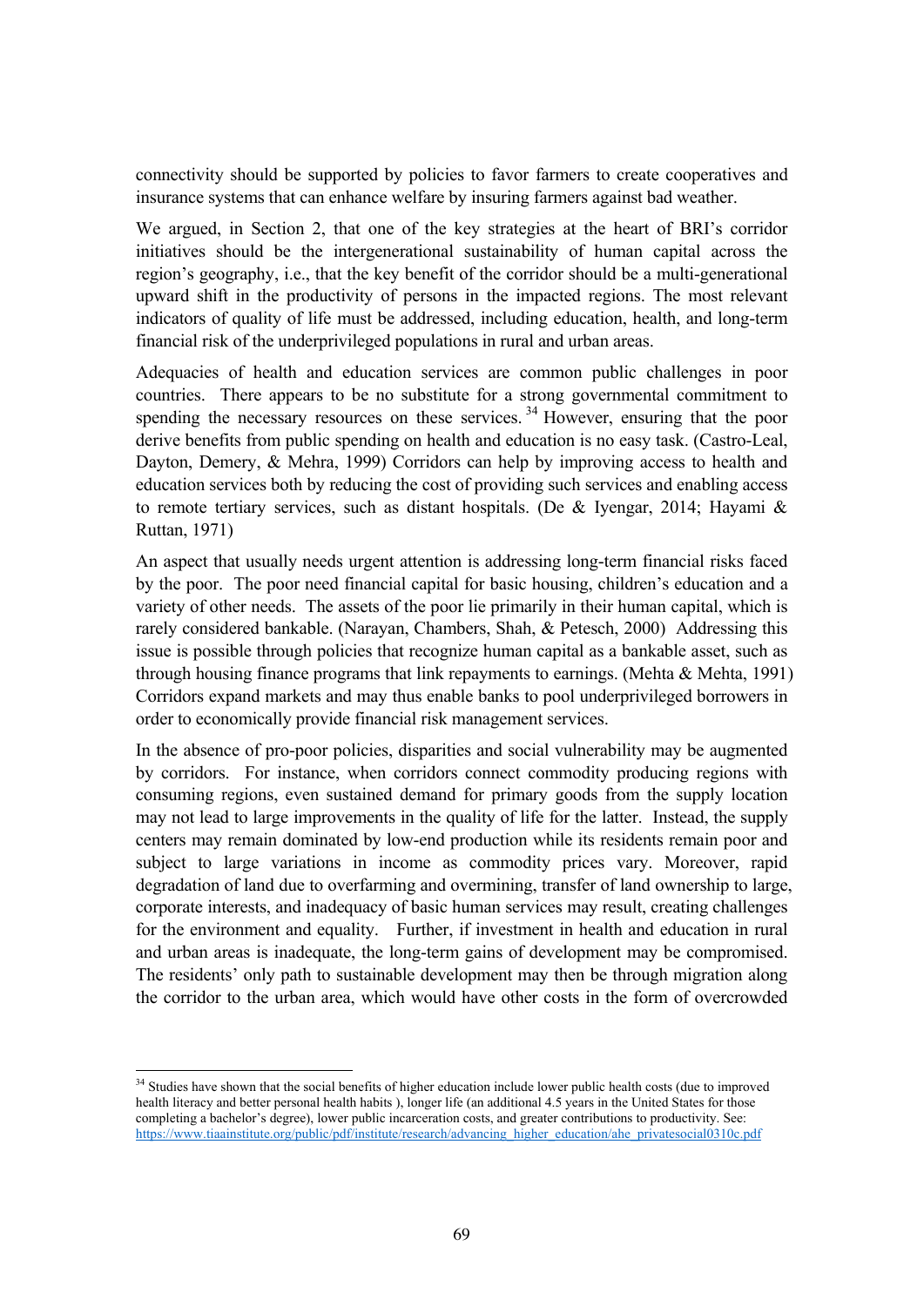connectivity should be supported by policies to favor farmers to create cooperatives and insurance systems that can enhance welfare by insuring farmers against bad weather.

We argued, in Section 2, that one of the key strategies at the heart of BRI's corridor initiatives should be the intergenerational sustainability of human capital across the region's geography, i.e., that the key benefit of the corridor should be a multi-generational upward shift in the productivity of persons in the impacted regions. The most relevant indicators of quality of life must be addressed, including education, health, and long-term financial risk of the underprivileged populations in rural and urban areas.

Adequacies of health and education services are common public challenges in poor countries. There appears to be no substitute for a strong governmental commitment to spending the necessary resources on these services.[34] However, ensuring that the poor derive benefits from public spending on health and education is no easy task. (Castro-Leal, Dayton, Demery, & Mehra, 1999) Corridors can help by improving access to health and education services both by reducing the cost of providing such services and enabling access to remote tertiary services, such as distant hospitals. (De & Iyengar, 2014; Hayami & Ruttan, 1971)

An aspect that usually needs urgent attention is addressing long-term financial risks faced by the poor. The poor need financial capital for basic housing, children's education and a variety of other needs. The assets of the poor lie primarily in their human capital, which is rarely considered bankable. (Narayan, Chambers, Shah, & Petesch, 2000) Addressing this issue is possible through policies that recognize human capital as a bankable asset, such as through housing finance programs that link repayments to earnings. (Mehta & Mehta, 1991) Corridors expand markets and may thus enable banks to pool underprivileged borrowers in order to economically provide financial risk management services.

In the absence of pro-poor policies, disparities and social vulnerability may be augmented by corridors. For instance, when corridors connect commodity producing regions with consuming regions, even sustained demand for primary goods from the supply location may not lead to large improvements in the quality of life for the latter. Instead, the supply centers may remain dominated by low-end production while its residents remain poor and subject to large variations in income as commodity prices vary. Moreover, rapid degradation of land due to overfarming and overmining, transfer of land ownership to large, corporate interests, and inadequacy of basic human services may result, creating challenges for the environment and equality. Further, if investment in health and education in rural and urban areas is inadequate, the long-term gains of development may be compromised. The residents' only path to sustainable development may then be through migration along the corridor to the urban area, which would have other costs in the form of overcrowded

---

[34] Studies have shown that the social benefits of higher education include lower public health costs (due to improved health literacy and better personal health habits ), longer life (an additional 4.5 years in the United States for those completing a bachelor's degree), lower public incarceration costs, and greater contributions to productivity. See: https://www.tiaainstitute.org/public/pdf/institute/research/advancing_higher_education/ahe_privatesocial0310c.pdf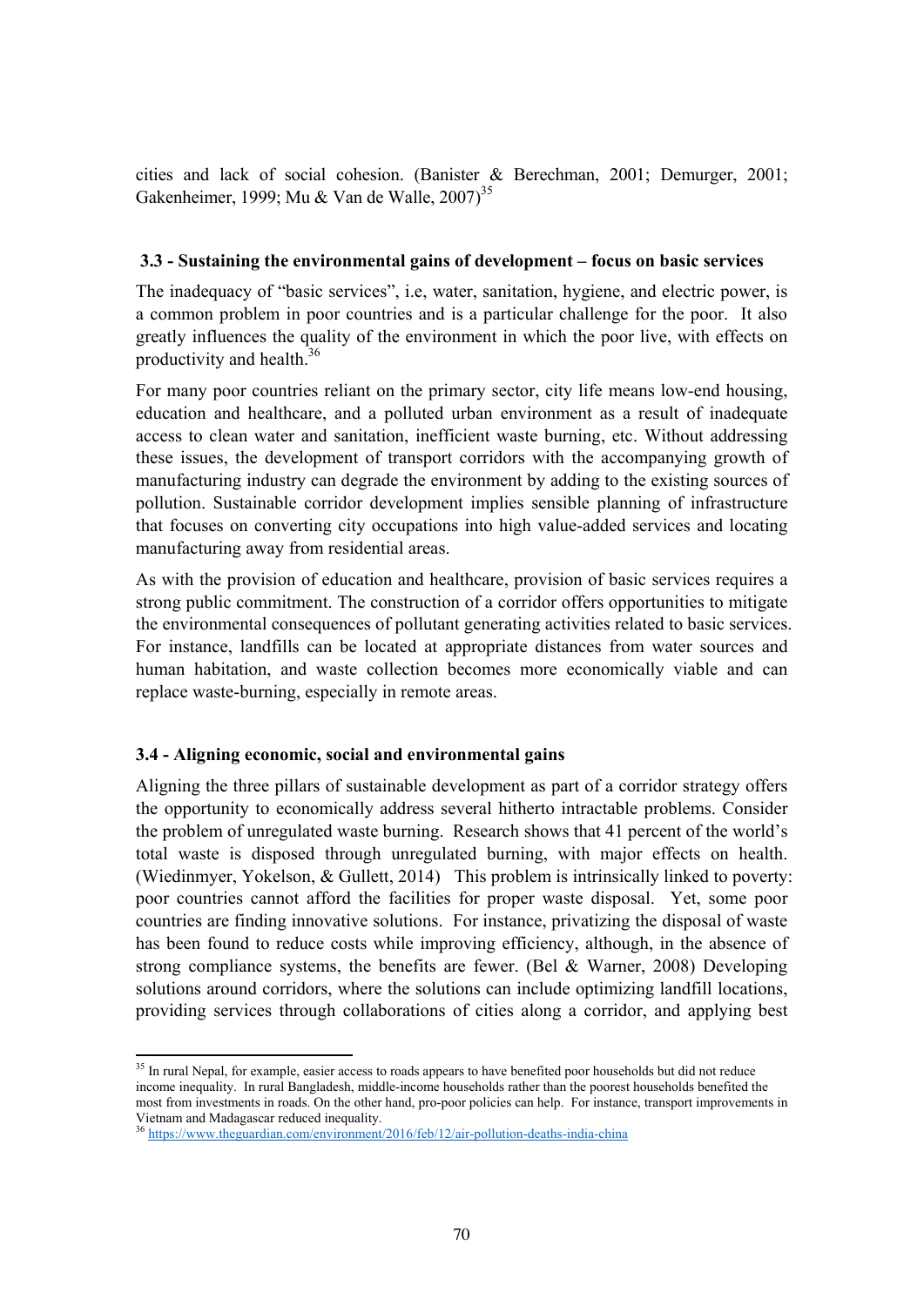cities and lack of social cohesion. (Banister & Berechman, 2001; Demurger, 2001; Gakenheimer, 1999; Mu & Van de Walle, 2007)[35]

### 3.3 - Sustaining the environmental gains of development – focus on basic services

The inadequacy of "basic services", i.e, water, sanitation, hygiene, and electric power, is a common problem in poor countries and is a particular challenge for the poor. It also greatly influences the quality of the environment in which the poor live, with effects on productivity and health.[36]

For many poor countries reliant on the primary sector, city life means low-end housing, education and healthcare, and a polluted urban environment as a result of inadequate access to clean water and sanitation, inefficient waste burning, etc. Without addressing these issues, the development of transport corridors with the accompanying growth of manufacturing industry can degrade the environment by adding to the existing sources of pollution. Sustainable corridor development implies sensible planning of infrastructure that focuses on converting city occupations into high value-added services and locating manufacturing away from residential areas.

As with the provision of education and healthcare, provision of basic services requires a strong public commitment. The construction of a corridor offers opportunities to mitigate the environmental consequences of pollutant generating activities related to basic services. For instance, landfills can be located at appropriate distances from water sources and human habitation, and waste collection becomes more economically viable and can replace waste-burning, especially in remote areas.

### 3.4 - Aligning economic, social and environmental gains

Aligning the three pillars of sustainable development as part of a corridor strategy offers the opportunity to economically address several hitherto intractable problems. Consider the problem of unregulated waste burning. Research shows that 41 percent of the world's total waste is disposed through unregulated burning, with major effects on health. (Wiedinmyer, Yokelson, & Gullett, 2014) This problem is intrinsically linked to poverty: poor countries cannot afford the facilities for proper waste disposal. Yet, some poor countries are finding innovative solutions. For instance, privatizing the disposal of waste has been found to reduce costs while improving efficiency, although, in the absence of strong compliance systems, the benefits are fewer. (Bel & Warner, 2008) Developing solutions around corridors, where the solutions can include optimizing landfill locations, providing services through collaborations of cities along a corridor, and applying best

---

[35] In rural Nepal, for example, easier access to roads appears to have benefited poor households but did not reduce income inequality. In rural Bangladesh, middle-income households rather than the poorest households benefited the most from investments in roads. On the other hand, pro-poor policies can help. For instance, transport improvements in Vietnam and Madagascar reduced inequality.

[36] https://www.theguardian.com/environment/2016/feb/12/air-pollution-deaths-india-china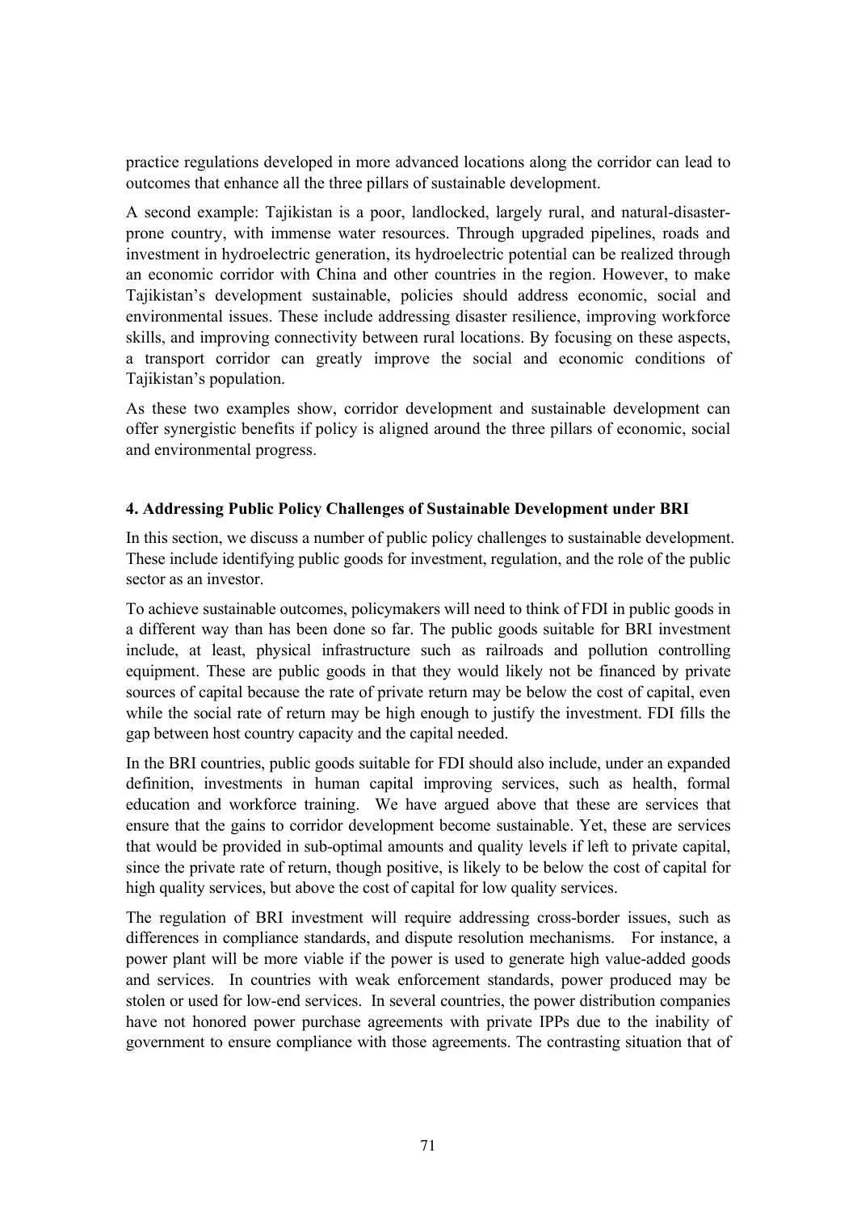practice regulations developed in more advanced locations along the corridor can lead to outcomes that enhance all the three pillars of sustainable development.

A second example: Tajikistan is a poor, landlocked, largely rural, and natural-disaster-prone country, with immense water resources. Through upgraded pipelines, roads and investment in hydroelectric generation, its hydroelectric potential can be realized through an economic corridor with China and other countries in the region. However, to make Tajikistan's development sustainable, policies should address economic, social and environmental issues. These include addressing disaster resilience, improving workforce skills, and improving connectivity between rural locations. By focusing on these aspects, a transport corridor can greatly improve the social and economic conditions of Tajikistan's population.

As these two examples show, corridor development and sustainable development can offer synergistic benefits if policy is aligned around the three pillars of economic, social and environmental progress.

## 4. Addressing Public Policy Challenges of Sustainable Development under BRI

In this section, we discuss a number of public policy challenges to sustainable development. These include identifying public goods for investment, regulation, and the role of the public sector as an investor.

To achieve sustainable outcomes, policymakers will need to think of FDI in public goods in a different way than has been done so far. The public goods suitable for BRI investment include, at least, physical infrastructure such as railroads and pollution controlling equipment. These are public goods in that they would likely not be financed by private sources of capital because the rate of private return may be below the cost of capital, even while the social rate of return may be high enough to justify the investment. FDI fills the gap between host country capacity and the capital needed.

In the BRI countries, public goods suitable for FDI should also include, under an expanded definition, investments in human capital improving services, such as health, formal education and workforce training. We have argued above that these are services that ensure that the gains to corridor development become sustainable. Yet, these are services that would be provided in sub-optimal amounts and quality levels if left to private capital, since the private rate of return, though positive, is likely to be below the cost of capital for high quality services, but above the cost of capital for low quality services.

The regulation of BRI investment will require addressing cross-border issues, such as differences in compliance standards, and dispute resolution mechanisms. For instance, a power plant will be more viable if the power is used to generate high value-added goods and services. In countries with weak enforcement standards, power produced may be stolen or used for low-end services. In several countries, the power distribution companies have not honored power purchase agreements with private IPPs due to the inability of government to ensure compliance with those agreements. The contrasting situation that of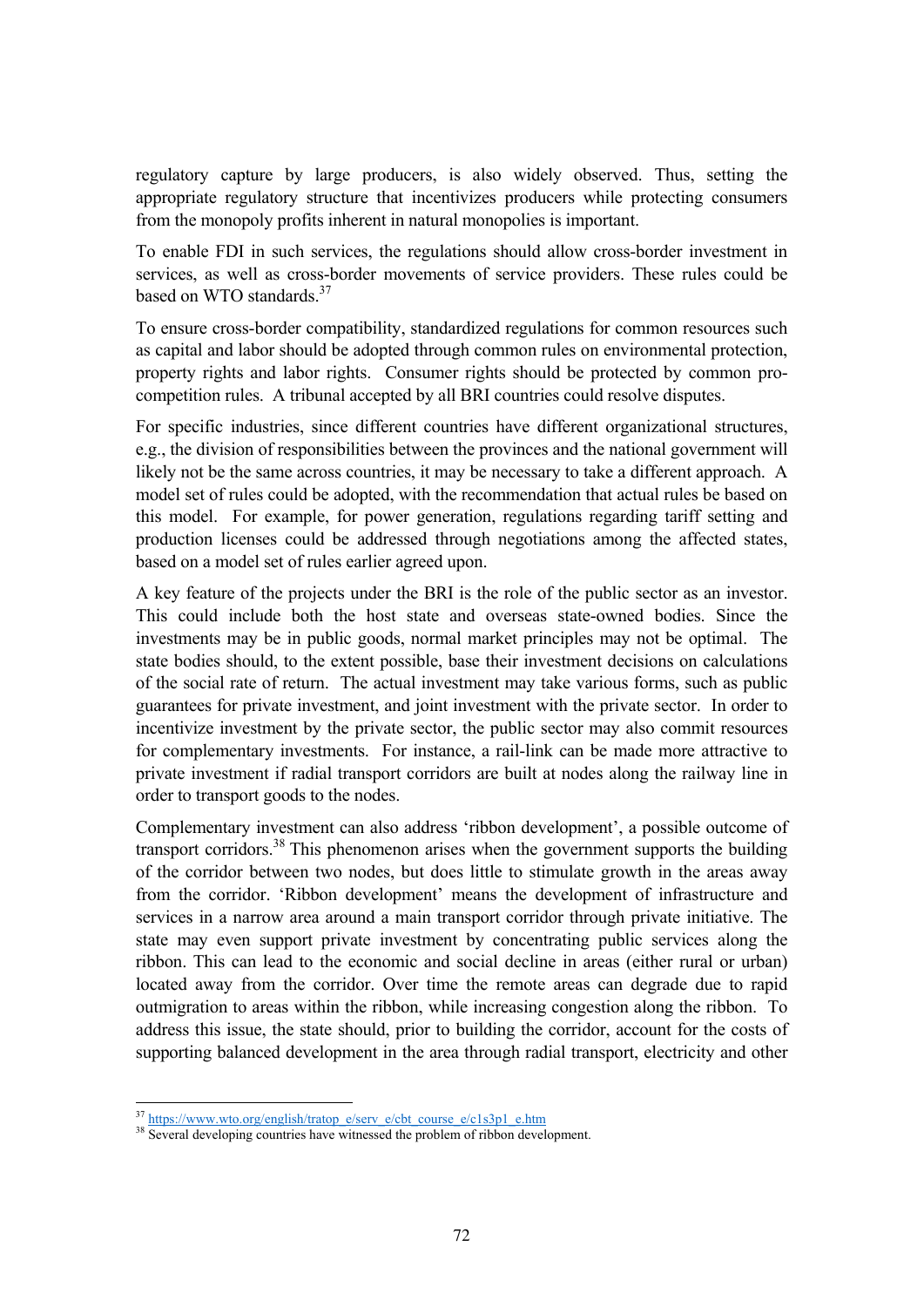regulatory capture by large producers, is also widely observed. Thus, setting the appropriate regulatory structure that incentivizes producers while protecting consumers from the monopoly profits inherent in natural monopolies is important.

To enable FDI in such services, the regulations should allow cross-border investment in services, as well as cross-border movements of service providers. These rules could be based on WTO standards.[37]

To ensure cross-border compatibility, standardized regulations for common resources such as capital and labor should be adopted through common rules on environmental protection, property rights and labor rights. Consumer rights should be protected by common pro-competition rules. A tribunal accepted by all BRI countries could resolve disputes.

For specific industries, since different countries have different organizational structures, e.g., the division of responsibilities between the provinces and the national government will likely not be the same across countries, it may be necessary to take a different approach. A model set of rules could be adopted, with the recommendation that actual rules be based on this model. For example, for power generation, regulations regarding tariff setting and production licenses could be addressed through negotiations among the affected states, based on a model set of rules earlier agreed upon.

A key feature of the projects under the BRI is the role of the public sector as an investor. This could include both the host state and overseas state-owned bodies. Since the investments may be in public goods, normal market principles may not be optimal. The state bodies should, to the extent possible, base their investment decisions on calculations of the social rate of return. The actual investment may take various forms, such as public guarantees for private investment, and joint investment with the private sector. In order to incentivize investment by the private sector, the public sector may also commit resources for complementary investments. For instance, a rail-link can be made more attractive to private investment if radial transport corridors are built at nodes along the railway line in order to transport goods to the nodes.

Complementary investment can also address 'ribbon development', a possible outcome of transport corridors.[38] This phenomenon arises when the government supports the building of the corridor between two nodes, but does little to stimulate growth in the areas away from the corridor. 'Ribbon development' means the development of infrastructure and services in a narrow area around a main transport corridor through private initiative. The state may even support private investment by concentrating public services along the ribbon. This can lead to the economic and social decline in areas (either rural or urban) located away from the corridor. Over time the remote areas can degrade due to rapid outmigration to areas within the ribbon, while increasing congestion along the ribbon. To address this issue, the state should, prior to building the corridor, account for the costs of supporting balanced development in the area through radial transport, electricity and other

---

[37] https://www.wto.org/english/tratop_e/serv_e/cbt_course_e/c1s3p1_e.htm

[38] Several developing countries have witnessed the problem of ribbon development.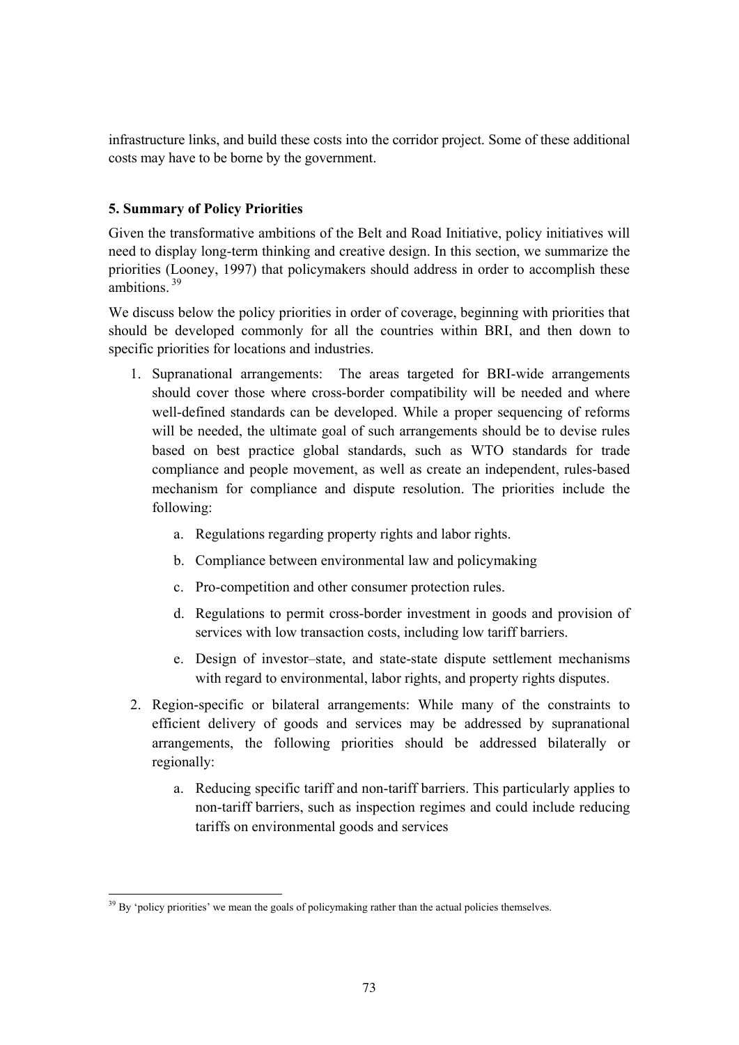infrastructure links, and build these costs into the corridor project. Some of these additional costs may have to be borne by the government.

### 5. Summary of Policy Priorities

Given the transformative ambitions of the Belt and Road Initiative, policy initiatives will need to display long-term thinking and creative design. In this section, we summarize the priorities (Looney, 1997) that policymakers should address in order to accomplish these ambitions.[39]

We discuss below the policy priorities in order of coverage, beginning with priorities that should be developed commonly for all the countries within BRI, and then down to specific priorities for locations and industries.

1. Supranational arrangements: The areas targeted for BRI-wide arrangements should cover those where cross-border compatibility will be needed and where well-defined standards can be developed. While a proper sequencing of reforms will be needed, the ultimate goal of such arrangements should be to devise rules based on best practice global standards, such as WTO standards for trade compliance and people movement, as well as create an independent, rules-based mechanism for compliance and dispute resolution. The priorities include the following:
    a. Regulations regarding property rights and labor rights.
    b. Compliance between environmental law and policymaking
    c. Pro-competition and other consumer protection rules.
    d. Regulations to permit cross-border investment in goods and provision of services with low transaction costs, including low tariff barriers.
    e. Design of investor–state, and state-state dispute settlement mechanisms with regard to environmental, labor rights, and property rights disputes.
2. Region-specific or bilateral arrangements: While many of the constraints to efficient delivery of goods and services may be addressed by supranational arrangements, the following priorities should be addressed bilaterally or regionally:
    a. Reducing specific tariff and non-tariff barriers. This particularly applies to non-tariff barriers, such as inspection regimes and could include reducing tariffs on environmental goods and services

[39] By 'policy priorities' we mean the goals of policymaking rather than the actual policies themselves.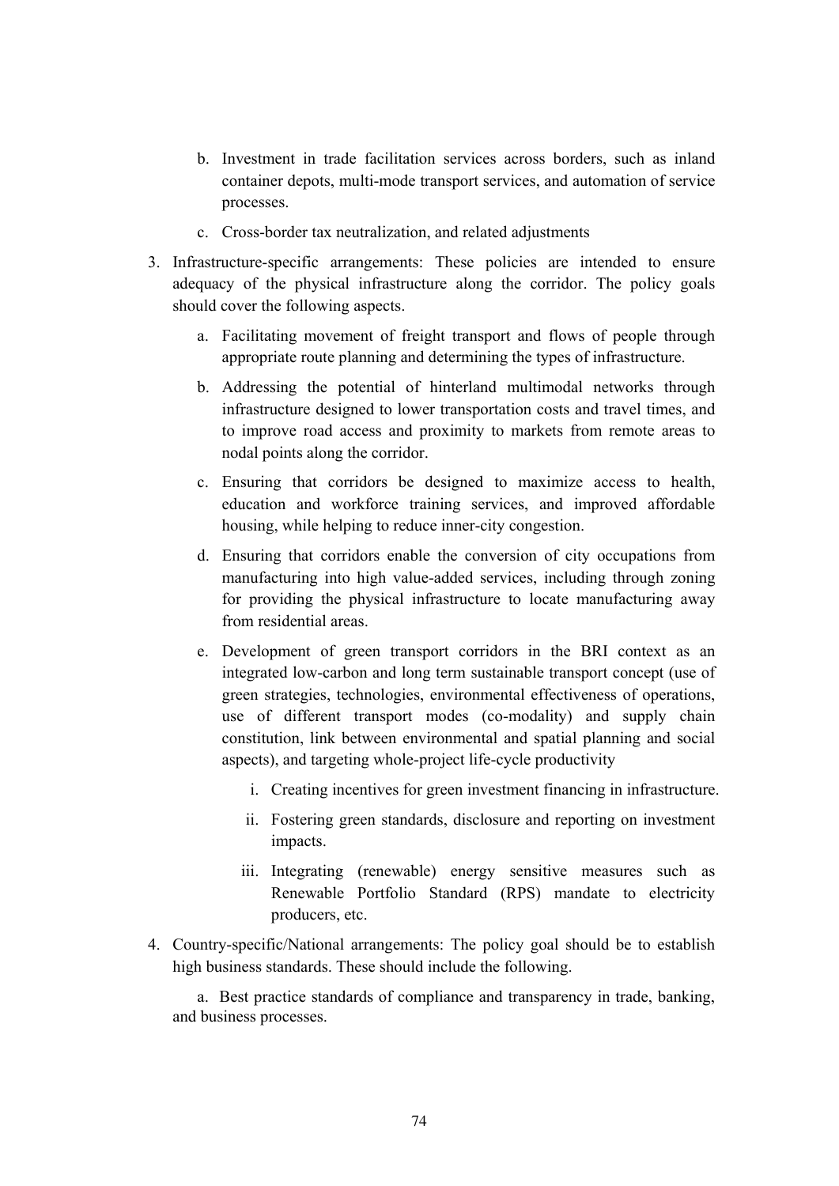b. Investment in trade facilitation services across borders, such as inland container depots, multi-mode transport services, and automation of service processes.

   c. Cross-border tax neutralization, and related adjustments

3. Infrastructure-specific arrangements: These policies are intended to ensure adequacy of the physical infrastructure along the corridor. The policy goals should cover the following aspects.

   a. Facilitating movement of freight transport and flows of people through appropriate route planning and determining the types of infrastructure.

   b. Addressing the potential of hinterland multimodal networks through infrastructure designed to lower transportation costs and travel times, and to improve road access and proximity to markets from remote areas to nodal points along the corridor.

   c. Ensuring that corridors be designed to maximize access to health, education and workforce training services, and improved affordable housing, while helping to reduce inner-city congestion.

   d. Ensuring that corridors enable the conversion of city occupations from manufacturing into high value-added services, including through zoning for providing the physical infrastructure to locate manufacturing away from residential areas.

   e. Development of green transport corridors in the BRI context as an integrated low-carbon and long term sustainable transport concept (use of green strategies, technologies, environmental effectiveness of operations, use of different transport modes (co-modality) and supply chain constitution, link between environmental and spatial planning and social aspects), and targeting whole-project life-cycle productivity

      i. Creating incentives for green investment financing in infrastructure.

      ii. Fostering green standards, disclosure and reporting on investment impacts.

      iii. Integrating (renewable) energy sensitive measures such as Renewable Portfolio Standard (RPS) mandate to electricity producers, etc.

4. Country-specific/National arrangements: The policy goal should be to establish high business standards. These should include the following.

   a. Best practice standards of compliance and transparency in trade, banking, and business processes.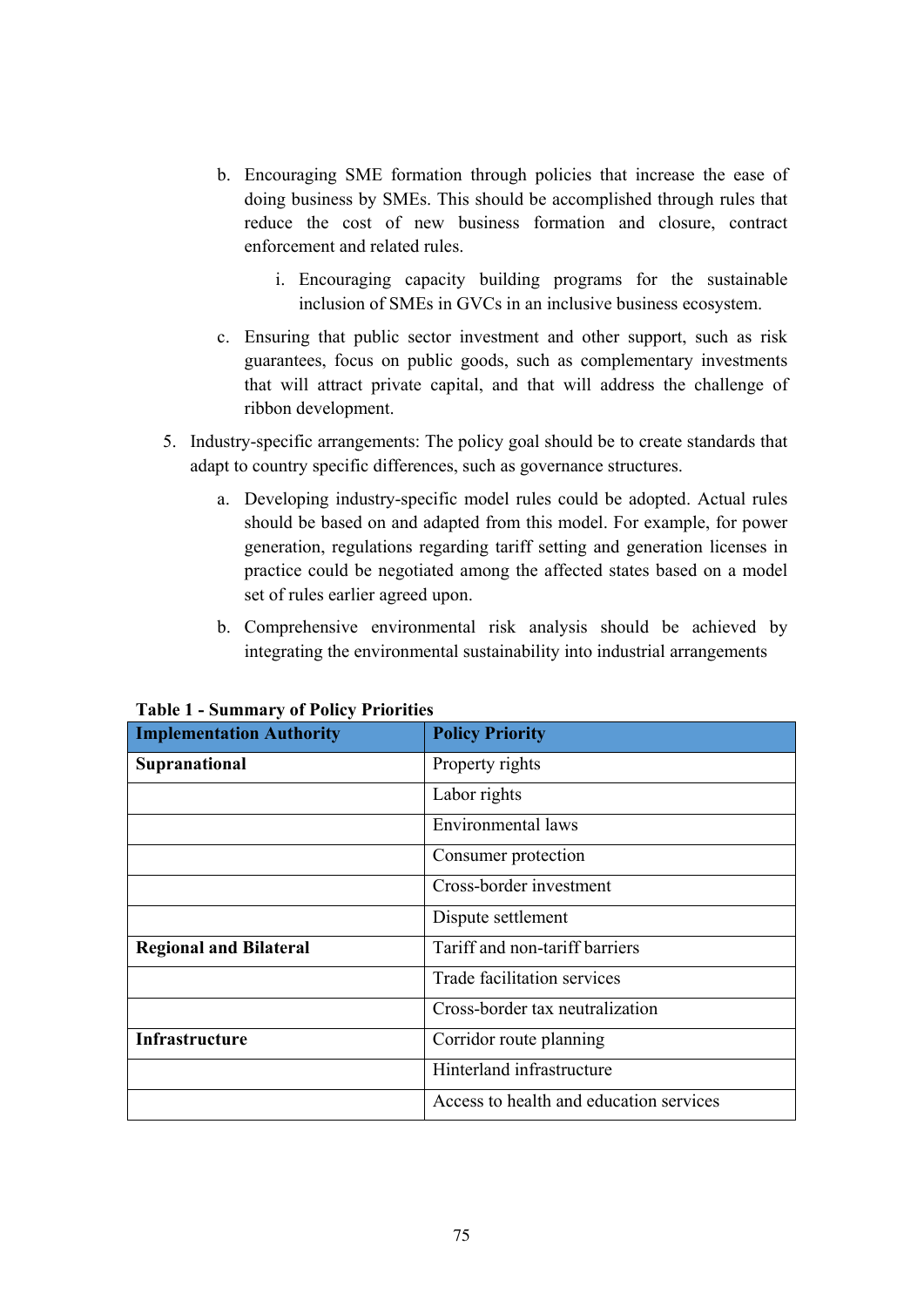b. Encouraging SME formation through policies that increase the ease of doing business by SMEs. This should be accomplished through rules that reduce the cost of new business formation and closure, contract enforcement and related rules.

      i. Encouraging capacity building programs for the sustainable inclusion of SMEs in GVCs in an inclusive business ecosystem.

   c. Ensuring that public sector investment and other support, such as risk guarantees, focus on public goods, such as complementary investments that will attract private capital, and that will address the challenge of ribbon development.

5. Industry-specific arrangements: The policy goal should be to create standards that adapt to country specific differences, such as governance structures.

   a. Developing industry-specific model rules could be adopted. Actual rules should be based on and adapted from this model. For example, for power generation, regulations regarding tariff setting and generation licenses in practice could be negotiated among the affected states based on a model set of rules earlier agreed upon.

   b. Comprehensive environmental risk analysis should be achieved by integrating the environmental sustainability into industrial arrangements

**Table 1 - Summary of Policy Priorities**

| Implementation Authority | Policy Priority |
|---|---|
| **Supranational** | Property rights |
| | Labor rights |
| | Environmental laws |
| | Consumer protection |
| | Cross-border investment |
| | Dispute settlement |
| **Regional and Bilateral** | Tariff and non-tariff barriers |
| | Trade facilitation services |
| | Cross-border tax neutralization |
| **Infrastructure** | Corridor route planning |
| | Hinterland infrastructure |
| | Access to health and education services |